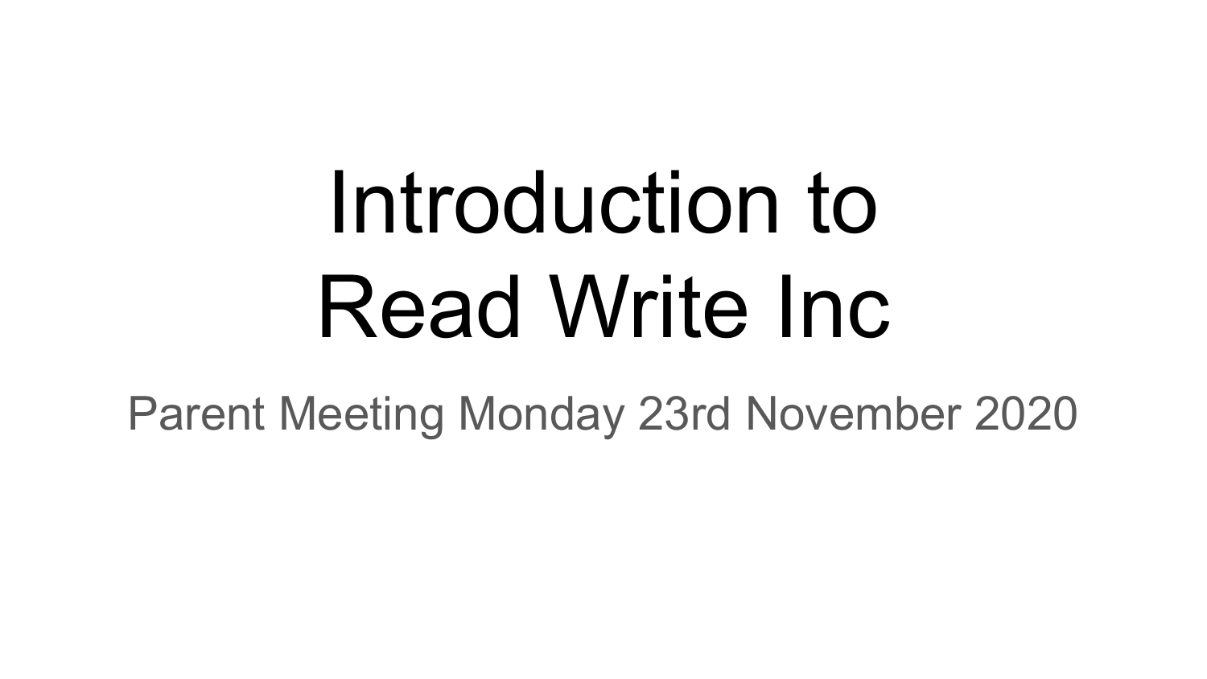# Introduction to Read Write Inc

Parent Meeting Monday 23rd November 2020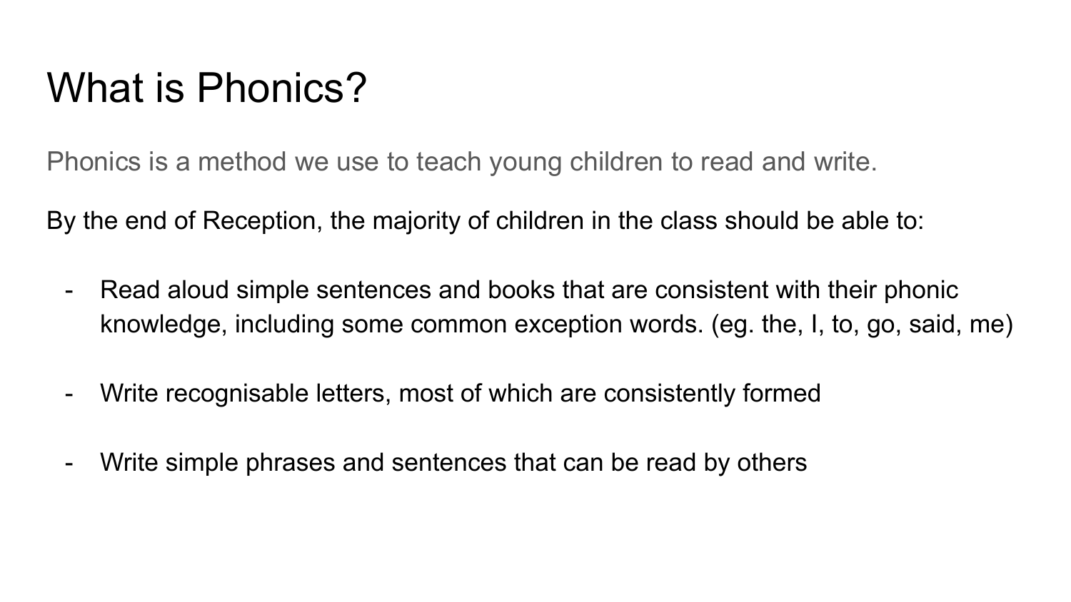# What is Phonics?

Phonics is a method we use to teach young children to read and write.

By the end of Reception, the majority of children in the class should be able to:

- Read aloud simple sentences and books that are consistent with their phonic knowledge, including some common exception words. (eg. the, I, to, go, said, me)

- Write recognisable letters, most of which are consistently formed

- Write simple phrases and sentences that can be read by others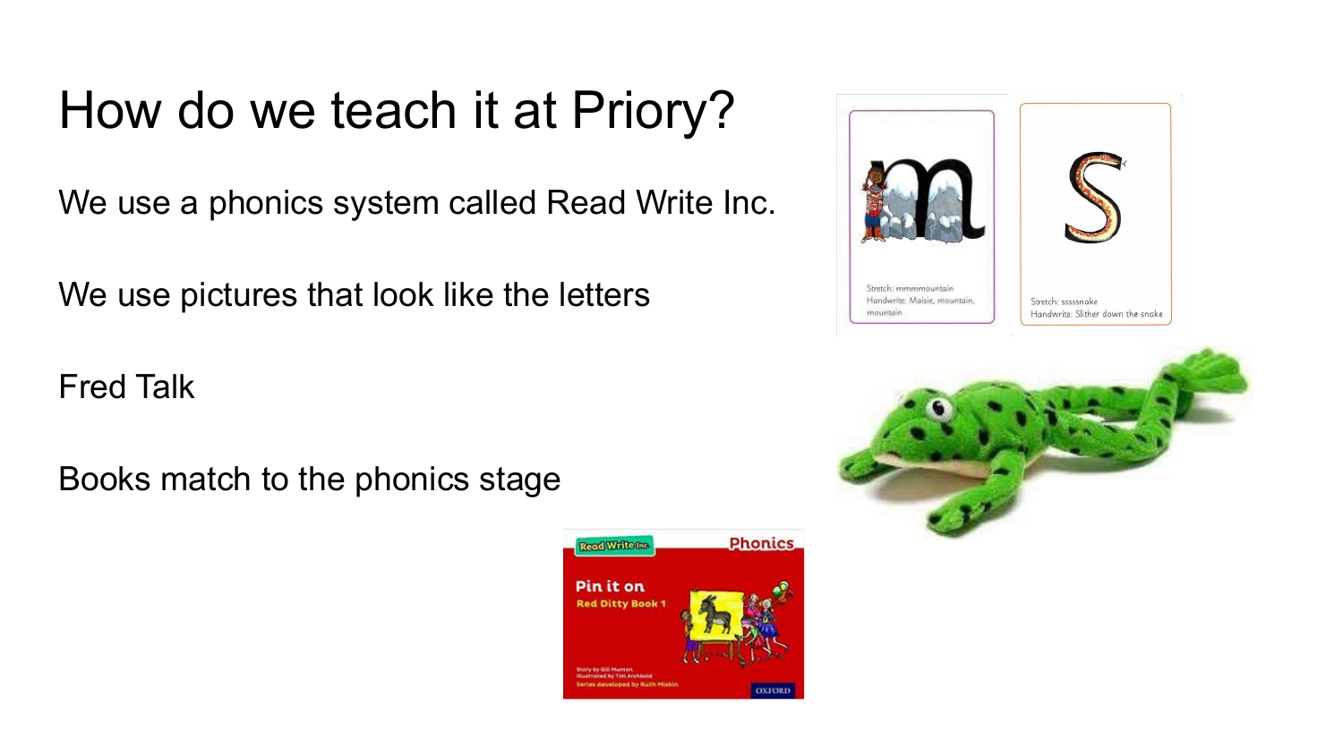# How do we teach it at Priory?

We use a phonics system called Read Write Inc.

We use pictures that look like the letters

Fred Talk

Books match to the phonics stage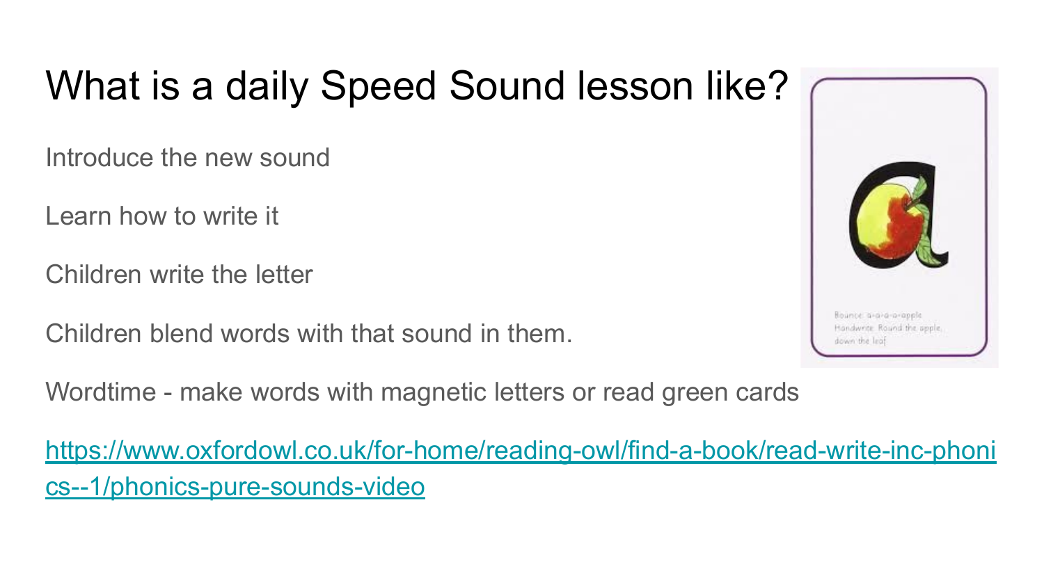# What is a daily Speed Sound lesson like?

Introduce the new sound

Learn how to write it

Children write the letter

Children blend words with that sound in them.

Wordtime - make words with magnetic letters or read green cards

https://www.oxfordowl.co.uk/for-home/reading-owl/find-a-book/read-write-inc-phonics--1/phonics-pure-sounds-video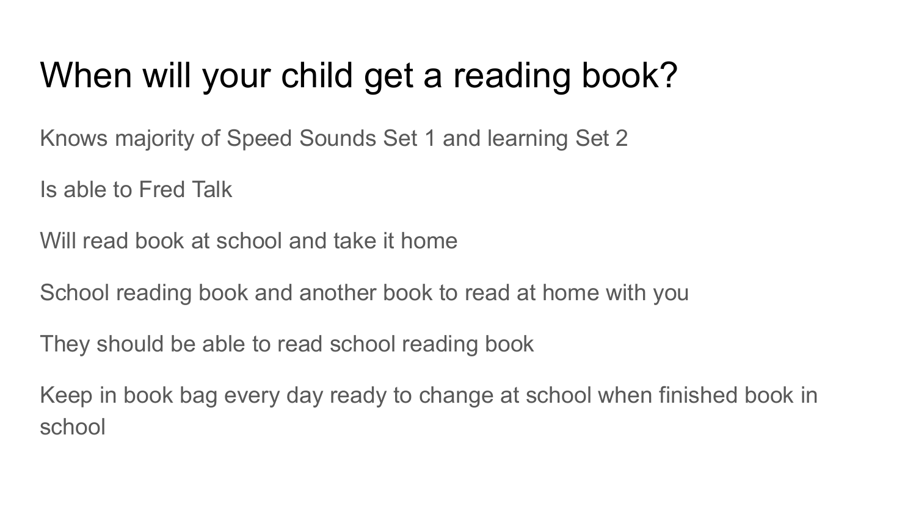# When will your child get a reading book?

Knows majority of Speed Sounds Set 1 and learning Set 2

Is able to Fred Talk

Will read book at school and take it home

School reading book and another book to read at home with you

They should be able to read school reading book

Keep in book bag every day ready to change at school when finished book in school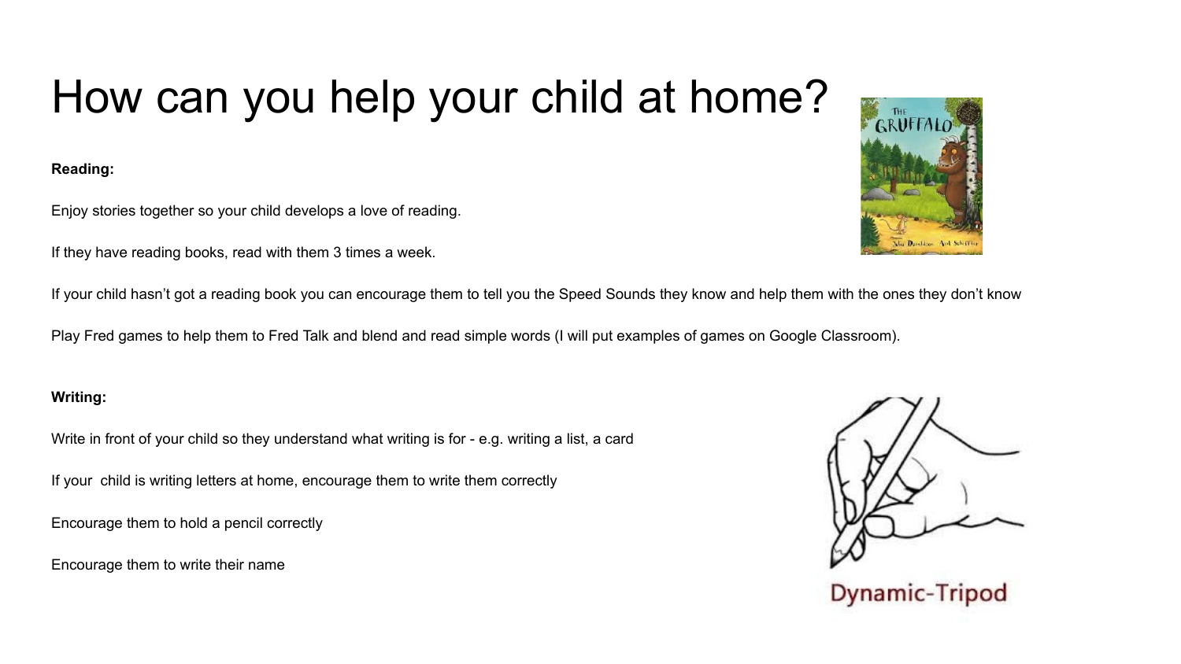# How can you help your child at home?

**Reading:**

Enjoy stories together so your child develops a love of reading.

If they have reading books, read with them 3 times a week.

If your child hasn't got a reading book you can encourage them to tell you the Speed Sounds they know and help them with the ones they don't know

Play Fred games to help them to Fred Talk and blend and read simple words (I will put examples of games on Google Classroom).

**Writing:**

Write in front of your child so they understand what writing is for - e.g. writing a list, a card

If your  child is writing letters at home, encourage them to write them correctly

Encourage them to hold a pencil correctly

Encourage them to write their name

Dynamic-Tripod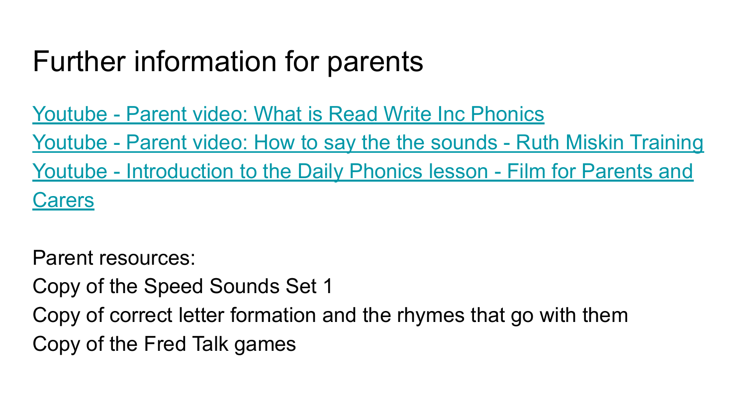# Further information for parents

Youtube - Parent video: What is Read Write Inc Phonics
Youtube - Parent video: How to say the the sounds - Ruth Miskin Training
Youtube - Introduction to the Daily Phonics lesson - Film for Parents and Carers

Parent resources:
Copy of the Speed Sounds Set 1
Copy of correct letter formation and the rhymes that go with them
Copy of the Fred Talk games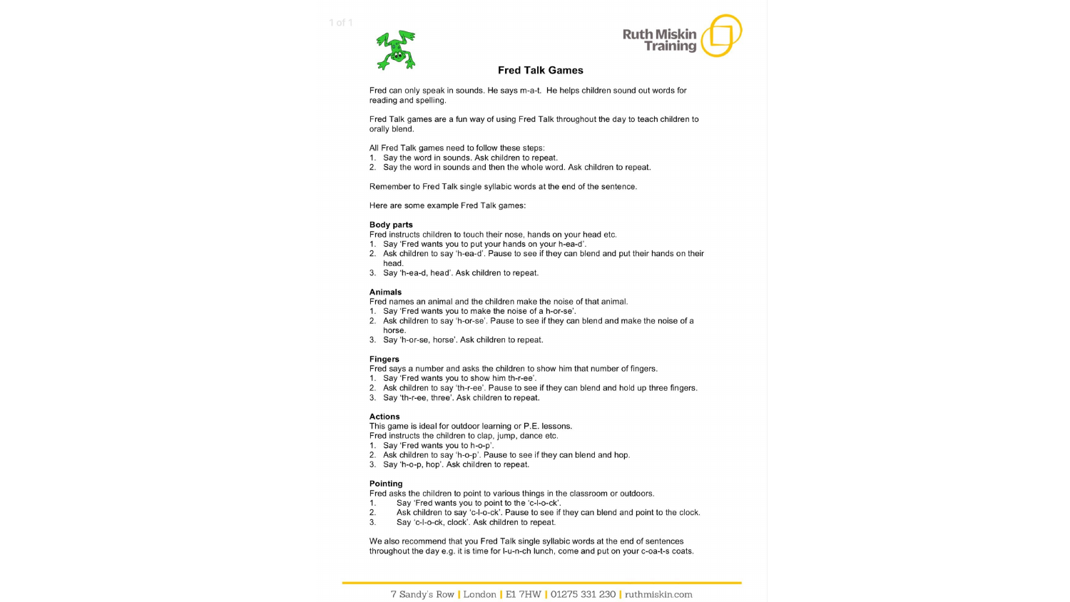# Fred Talk Games

Fred can only speak in sounds. He says m-a-t. He helps children sound out words for reading and spelling.

Fred Talk games are a fun way of using Fred Talk throughout the day to teach children to orally blend.

All Fred Talk games need to follow these steps:

1. Say the word in sounds. Ask children to repeat.
2. Say the word in sounds and then the whole word. Ask children to repeat.

Remember to Fred Talk single syllabic words at the end of the sentence.

Here are some example Fred Talk games:

**Body parts**

Fred instructs children to touch their nose, hands on your head etc.

1. Say 'Fred wants you to put your hands on your h-ea-d'.
2. Ask children to say 'h-ea-d'. Pause to see if they can blend and put their hands on their head.
3. Say 'h-ea-d, head'. Ask children to repeat.

**Animals**

Fred names an animal and the children make the noise of that animal.

1. Say 'Fred wants you to make the noise of a h-or-se'.
2. Ask children to say 'h-or-se'. Pause to see if they can blend and make the noise of a horse.
3. Say 'h-or-se, horse'. Ask children to repeat.

**Fingers**

Fred says a number and asks the children to show him that number of fingers.

1. Say 'Fred wants you to show him th-r-ee'.
2. Ask children to say 'th-r-ee'. Pause to see if they can blend and hold up three fingers.
3. Say 'th-r-ee, three'. Ask children to repeat.

**Actions**

This game is ideal for outdoor learning or P.E. lessons.

Fred instructs the children to clap, jump, dance etc.

1. Say 'Fred wants you to h-o-p'.
2. Ask children to say 'h-o-p'. Pause to see if they can blend and hop.
3. Say 'h-o-p, hop'. Ask children to repeat.

**Pointing**

Fred asks the children to point to various things in the classroom or outdoors.

1. Say 'Fred wants you to point to the 'c-l-o-ck'.
2. Ask children to say 'c-l-o-ck'. Pause to see if they can blend and point to the clock.
3. Say 'c-l-o-ck, clock'. Ask children to repeat.

We also recommend that you Fred Talk single syllabic words at the end of sentences throughout the day e.g. it is time for l-u-n-ch lunch, come and put on your c-oa-t-s coats.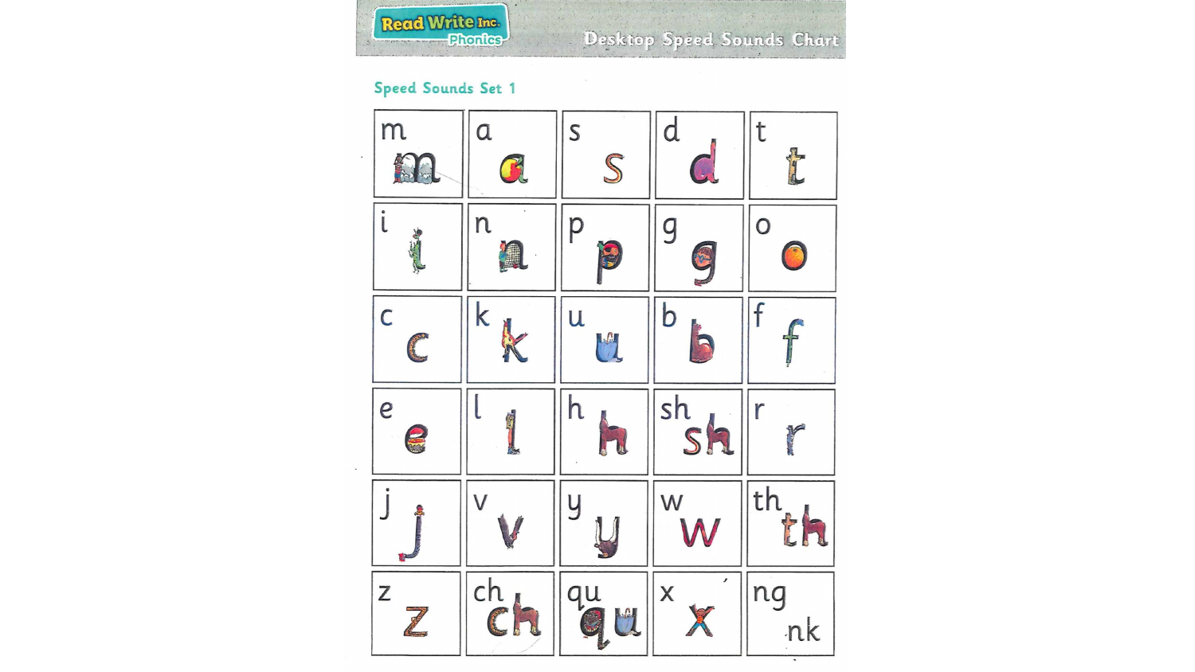Read Write Inc. Phonics

Desktop Speed Sounds Chart

## Speed Sounds Set 1

| | | | | |
|---|---|---|---|---|
| m | a | s | d | t |
| i | n | p | g | o |
| c | k | u | b | f |
| e | l | h | sh | r |
| j | v | y | w | th |
| z | ch | qu | x | ng nk |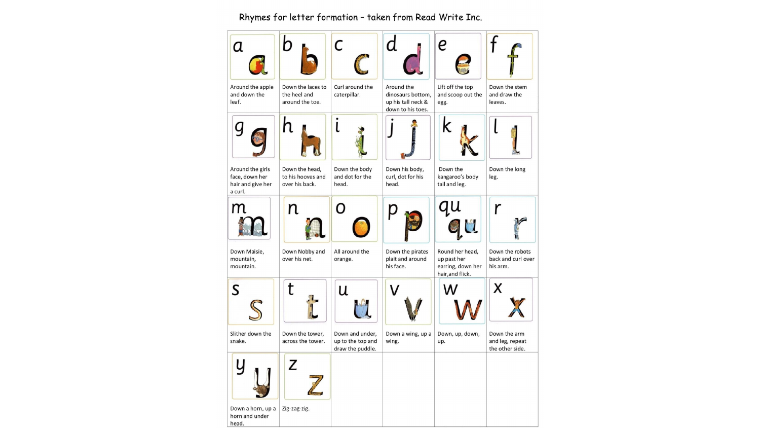Rhymes for letter formation – taken from Read Write Inc.

| | | | | | |
|---|---|---|---|---|---|
| a<br>Around the apple and down the leaf. | b<br>Down the laces to the heel and around the toe. | c<br>Curl around the caterpillar. | d<br>Around the dinosaurs bottom, up his tall neck & down to his toes. | e<br>Lift off the top and scoop out the egg. | f<br>Down the stem and draw the leaves. |
| g<br>Around the girls face, down her hair and give her a curl. | h<br>Down the head, to his hooves and over his back. | i<br>Down the body and dot for the head. | j<br>Down his body, curl, dot for his head. | k<br>Down the kangaroo's body tail and leg. | l<br>Down the long leg. |
| m<br>Down Maisie, mountain, mountain. | n<br>Down Nobby and over his net. | o<br>All around the orange. | p<br>Down the pirates plait and around his face. | qu<br>Round her head, up past her earring, down her hair,and flick. | r<br>Down the robots back and curl over his arm. |
| s<br>Slither down the snake. | t<br>Down the tower, across the tower. | u<br>Down and under, up to the top and draw the puddle. | v<br>Down a wing, up a wing. | w<br>Down, up, down, up. | x<br>Down the arm and leg, repeat the other side. |
| y<br>Down a horn, up a horn and under head. | z<br>Zig-zag-zig. | | | | |